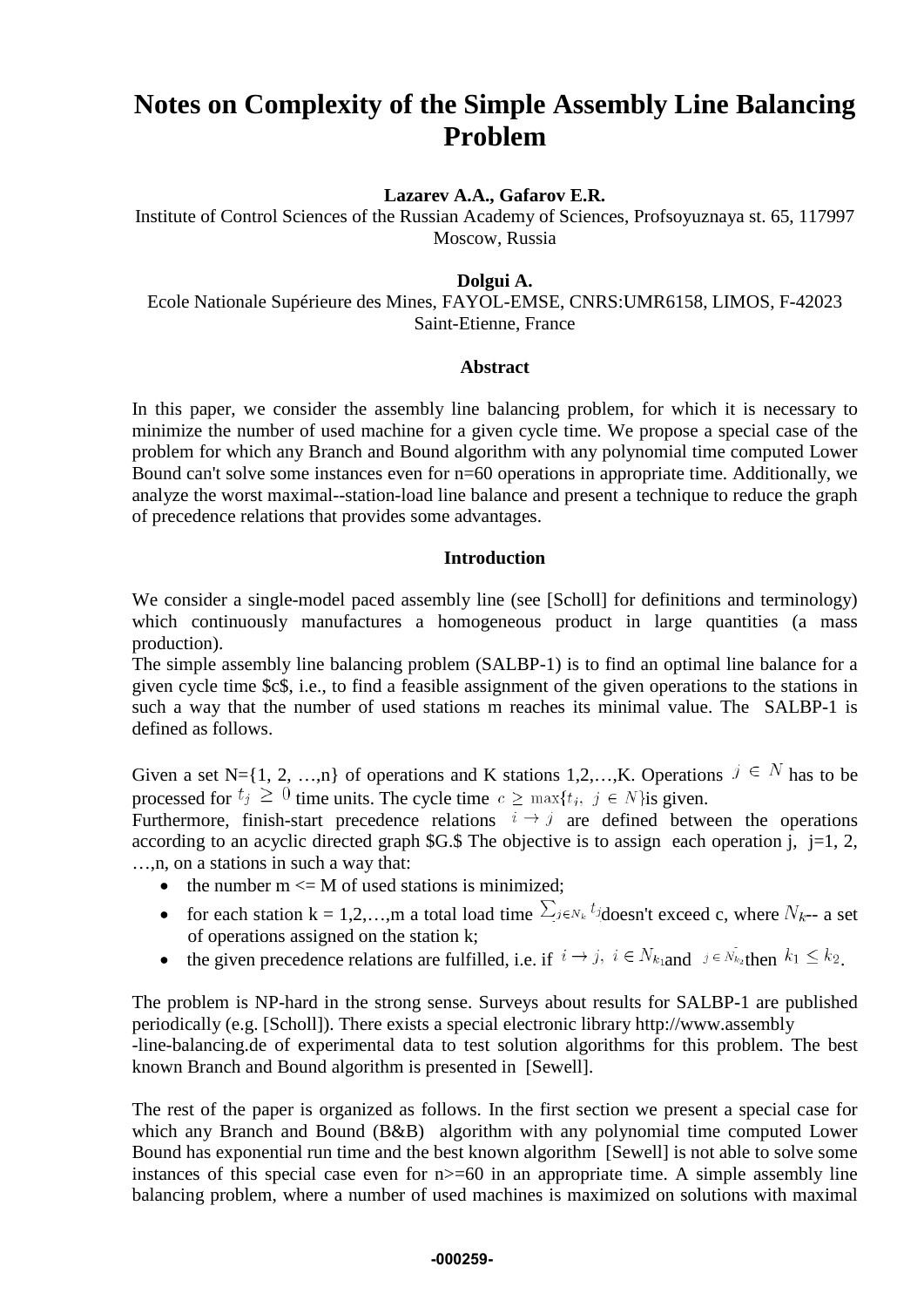# Notes on Complexity of the Simple Assembly Line Balancing Problem

**Lazarev A.A., Gafarov E.R.**

Institute of Control Sciences of the Russian Academy of Sciences, Profsoyuznaya st. 65, 117997 Moscow, Russia

**Dolgui A.**

Ecole Nationale Supérieure des Mines, FAYOL-EMSE, CNRS:UMR6158, LIMOS, F-42023 Saint-Etienne, France

**Abstract**

In this paper, we consider the assembly line balancing problem, for which it is necessary to minimize the number of used machine for a given cycle time. We propose a special case of the problem for which any Branch and Bound algorithm with any polynomial time computed Lower Bound can't solve some instances even for n=60 operations in appropriate time. Additionally, we analyze the worst maximal--station-load line balance and present a technique to reduce the graph of precedence relations that provides some advantages.

**Introduction**

We consider a single-model paced assembly line (see [Scholl] for definitions and terminology) which continuously manufactures a homogeneous product in large quantities (a mass production).

The simple assembly line balancing problem (SALBP-1) is to find an optimal line balance for a given cycle time $c$, i.e., to find a feasible assignment of the given operations to the stations in such a way that the number of used stations m reaches its minimal value. The SALBP-1 is defined as follows.

Given a set N={1, 2, …,n} of operations and K stations 1,2,…,K. Operations $j \in N$ has to be processed for $t_j \geq 0$ time units. The cycle time $c \geq \max\{t_i,\ j \in N\}$ is given.

Furthermore, finish-start precedence relations $i \to j$ are defined between the operations according to an acyclic directed graph $G.$ The objective is to assign each operation j, j=1, 2, …,n, on a stations in such a way that:

- the number m <= M of used stations is minimized;
- for each station k = 1,2,…,m a total load time $\sum_{j \in N_k} t_j$ doesn't exceed c, where $N_k$-- a set of operations assigned on the station k;
- the given precedence relations are fulfilled, i.e. if $i \to j,\ i \in N_{k_1}$ and $j \in N_{k_2}$ then $k_1 \leq k_2$.

The problem is NP-hard in the strong sense. Surveys about results for SALBP-1 are published periodically (e.g. [Scholl]). There exists a special electronic library http://www.assembly -line-balancing.de of experimental data to test solution algorithms for this problem. The best known Branch and Bound algorithm is presented in [Sewell].

The rest of the paper is organized as follows. In the first section we present a special case for which any Branch and Bound (B&B) algorithm with any polynomial time computed Lower Bound has exponential run time and the best known algorithm [Sewell] is not able to solve some instances of this special case even for n>=60 in an appropriate time. A simple assembly line balancing problem, where a number of used machines is maximized on solutions with maximal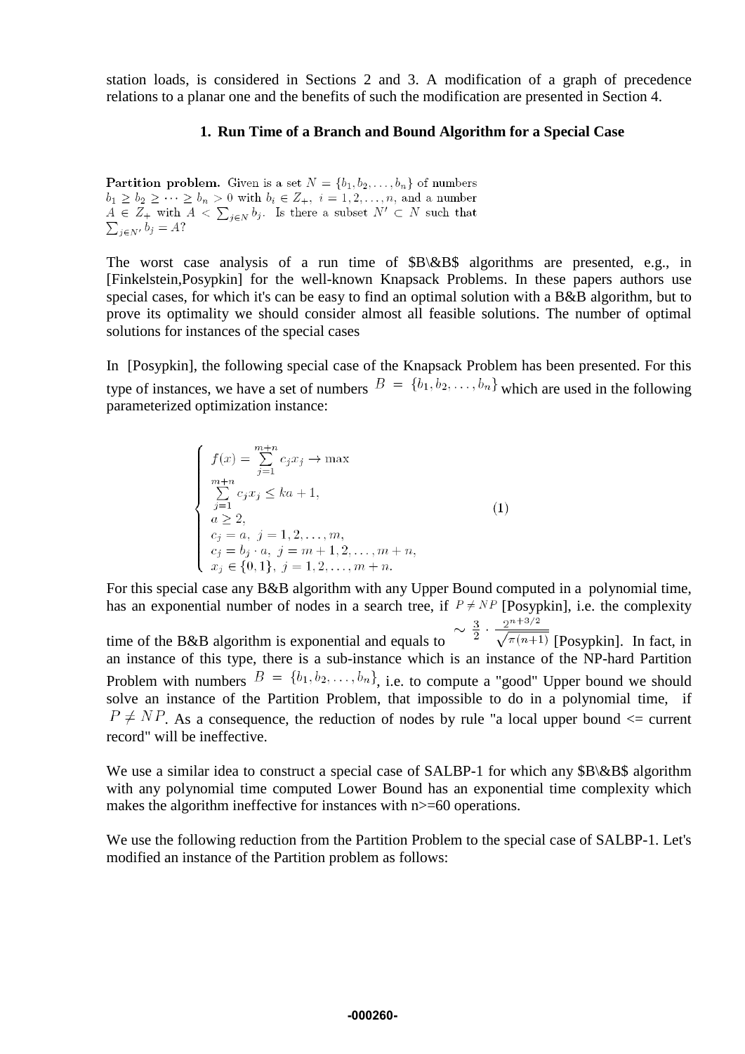station loads, is considered in Sections 2 and 3. A modification of a graph of precedence relations to a planar one and the benefits of such the modification are presented in Section 4.

## 1. Run Time of a Branch and Bound Algorithm for a Special Case

**Partition problem.** Given is a set $N = \{b_1, b_2, \ldots, b_n\}$ of numbers $b_1 \geq b_2 \geq \cdots \geq b_n > 0$ with $b_i \in Z_+$, $i = 1, 2, \ldots, n$, and a number $A \in Z_+$ with $A < \sum_{j \in N} b_j$. Is there a subset $N' \subset N$ such that $\sum_{j \in N'} b_j = A$?

The worst case analysis of a run time of $B\&B$ algorithms are presented, e.g., in [Finkelstein,Posypkin] for the well-known Knapsack Problems. In these papers authors use special cases, for which it's can be easy to find an optimal solution with a B&B algorithm, but to prove its optimality we should consider almost all feasible solutions. The number of optimal solutions for instances of the special cases

In [Posypkin], the following special case of the Knapsack Problem has been presented. For this type of instances, we have a set of numbers $B = \{b_1, b_2, \ldots, b_n\}$ which are used in the following parameterized optimization instance:

$$
\begin{cases}
f(x) = \sum\limits_{j=1}^{m+n} c_j x_j \to \max \\
\sum\limits_{j=1}^{m+n} c_j x_j \leq ka + 1, \\
a \geq 2, \\
c_j = a, \ j = 1, 2, \ldots, m, \\
c_j = b_j \cdot a, \ j = m+1, 2, \ldots, m+n, \\
x_j \in \{0, 1\}, \ j = 1, 2, \ldots, m+n.
\end{cases}
\quad (1)
$$

For this special case any B&B algorithm with any Upper Bound computed in a polynomial time, has an exponential number of nodes in a search tree, if $P \neq NP$ [Posypkin], i.e. the complexity time of the B&B algorithm is exponential and equals to $\sim \frac{3}{2} \cdot \frac{2^{n+3/2}}{\sqrt{\pi(n+1)}}$ [Posypkin]. In fact, in an instance of this type, there is a sub-instance which is an instance of the NP-hard Partition Problem with numbers $B = \{b_1, b_2, \ldots, b_n\}$, i.e. to compute a "good" Upper bound we should solve an instance of the Partition Problem, that impossible to do in a polynomial time, if $P \neq NP$. As a consequence, the reduction of nodes by rule "a local upper bound <= current record" will be ineffective.

We use a similar idea to construct a special case of SALBP-1 for which any $B\&B$ algorithm with any polynomial time computed Lower Bound has an exponential time complexity which makes the algorithm ineffective for instances with n>=60 operations.

We use the following reduction from the Partition Problem to the special case of SALBP-1. Let's modified an instance of the Partition problem as follows: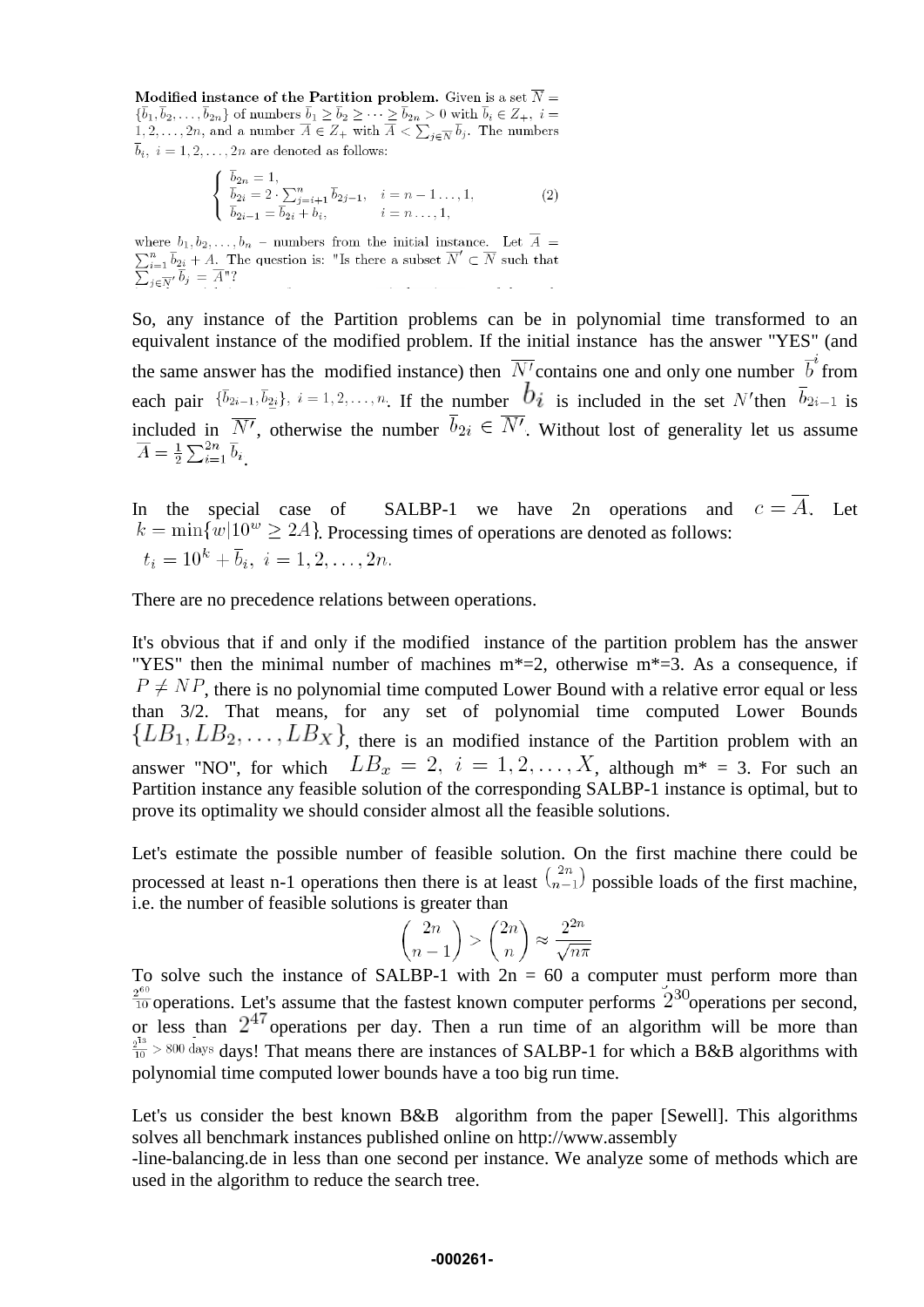**Modified instance of the Partition problem.** Given is a set $\overline{N} = \{\bar{b}_1, \bar{b}_2, \ldots, \bar{b}_{2n}\}$ of numbers $\bar{b}_1 \geq \bar{b}_2 \geq \cdots \geq \bar{b}_{2n} > 0$ with $\bar{b}_i \in Z_+$, $i = 1, 2, \ldots, 2n$, and a number $\overline{A} \in Z_+$ with $\overline{A} < \sum_{j \in \overline{N}} \bar{b}_j$. The numbers $\bar{b}_i$, $i = 1, 2, \ldots, 2n$ are denoted as follows:

$$\begin{cases} \bar{b}_{2n} = 1, \\ \bar{b}_{2i} = 2 \cdot \sum_{j=i+1}^{n} \bar{b}_{2j-1}, & i = n-1 \ldots, 1, \\ \bar{b}_{2i-1} = \bar{b}_{2i} + b_i, & i = n \ldots, 1, \end{cases} \qquad (2)$$

where $b_1, b_2, \ldots, b_n$ – numbers from the initial instance. Let $\overline{A} = \sum_{i=1}^{n} \bar{b}_{2i} + A$. The question is: "Is there a subset $\overline{N'} \subset \overline{N}$ such that $\sum_{j \in \overline{N'}} \bar{b}_j = \overline{A}$"?

So, any instance of the Partition problems can be in polynomial time transformed to an equivalent instance of the modified problem. If the initial instance has the answer "YES" (and the same answer has the modified instance) then $\overline{N'}$ contains one and only one number $\bar{b}^i$ from each pair $\{\bar{b}_{2i-1}, \bar{b}_{2i}\}$, $i = 1, 2, \ldots, n$. If the number $b_i$ is included in the set $N'$ then $\bar{b}_{2i-1}$ is included in $\overline{N'}$, otherwise the number $\bar{b}_{2i} \in \overline{N'}$. Without lost of generality let us assume $\overline{A} = \frac{1}{2}\sum_{i=1}^{2n} \bar{b}_i$.

In the special case of SALBP-1 we have 2n operations and $c = \overline{A}$. Let $k = \min\{w | 10^w \geq 2A\}$. Processing times of operations are denoted as follows: $t_i = 10^k + \bar{b}_i, \ i = 1, 2, \ldots, 2n.$

There are no precedence relations between operations.

It's obvious that if and only if the modified instance of the partition problem has the answer "YES" then the minimal number of machines m*=2, otherwise m*=3. As a consequence, if $P \neq NP$, there is no polynomial time computed Lower Bound with a relative error equal or less than 3/2. That means, for any set of polynomial time computed Lower Bounds $\{LB_1, LB_2, \ldots, LB_X\}$, there is an modified instance of the Partition problem with an answer "NO", for which $LB_x = 2, \ i = 1, 2, \ldots, X$, although m* = 3. For such an Partition instance any feasible solution of the corresponding SALBP-1 instance is optimal, but to prove its optimality we should consider almost all the feasible solutions.

Let's estimate the possible number of feasible solution. On the first machine there could be processed at least n-1 operations then there is at least $\binom{2n}{n-1}$ possible loads of the first machine, i.e. the number of feasible solutions is greater than

$$\binom{2n}{n-1} > \binom{2n}{n} \approx \frac{2^{2n}}{\sqrt{n\pi}}$$

To solve such the instance of SALBP-1 with 2n = 60 a computer must perform more than $\frac{2^{60}}{10}$ operations. Let's assume that the fastest known computer performs $2^{30}$ operations per second, or less than $2^{47}$ operations per day. Then a run time of an algorithm will be more than $\frac{2^{13}}{10} > 800 \text{ days}$ days! That means there are instances of SALBP-1 for which a B&B algorithms with polynomial time computed lower bounds have a too big run time.

Let's us consider the best known B&B algorithm from the paper [Sewell]. This algorithms solves all benchmark instances published online on http://www.assembly-line-balancing.de in less than one second per instance. We analyze some of methods which are used in the algorithm to reduce the search tree.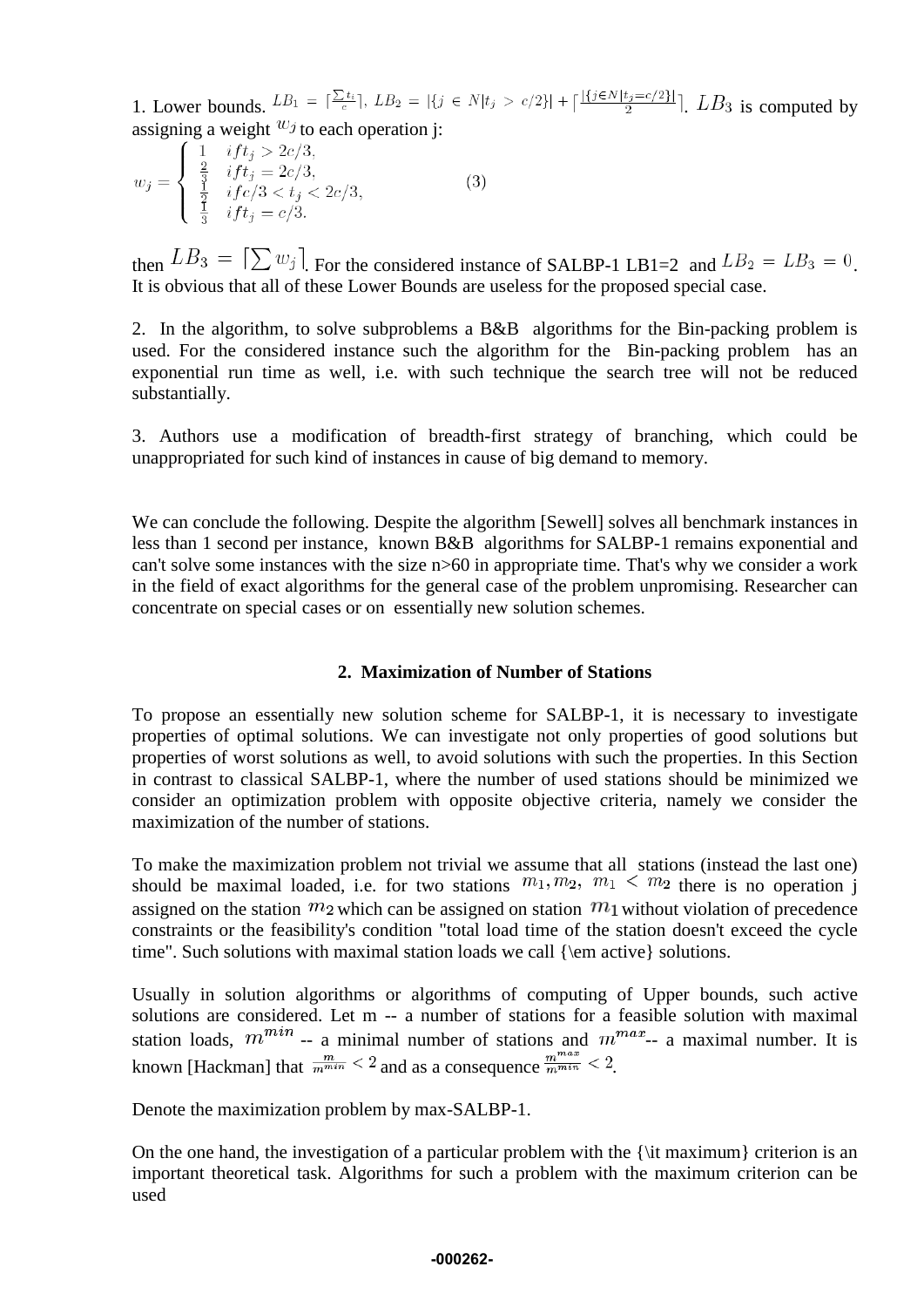1. Lower bounds. $LB_1 = \lceil \frac{\sum t_i}{c} \rceil$, $LB_2 = |\{j \in N | t_j > c/2\}| + \lceil \frac{|\{j \in N | t_j = c/2\}|}{2} \rceil$. $LB_3$ is computed by assigning a weight $w_j$ to each operation j:

$$w_j = \begin{cases} 1 & if t_j > 2c/3, \\ \frac{2}{3} & if t_j = 2c/3, \\ \frac{1}{2} & if c/3 < t_j < 2c/3, \\ \frac{1}{3} & if t_j = c/3. \end{cases} \qquad (3)$$

then $LB_3 = \lceil \sum w_j \rceil$. For the considered instance of SALBP-1 LB1=2 and $LB_2 = LB_3 = 0$. It is obvious that all of these Lower Bounds are useless for the proposed special case.

2. In the algorithm, to solve subproblems a B&B algorithms for the Bin-packing problem is used. For the considered instance such the algorithm for the Bin-packing problem has an exponential run time as well, i.e. with such technique the search tree will not be reduced substantially.

3. Authors use a modification of breadth-first strategy of branching, which could be unappropriated for such kind of instances in cause of big demand to memory.

We can conclude the following. Despite the algorithm [Sewell] solves all benchmark instances in less than 1 second per instance, known B&B algorithms for SALBP-1 remains exponential and can't solve some instances with the size n>60 in appropriate time. That's why we consider a work in the field of exact algorithms for the general case of the problem unpromising. Researcher can concentrate on special cases or on essentially new solution schemes.

## 2. Maximization of Number of Stations

To propose an essentially new solution scheme for SALBP-1, it is necessary to investigate properties of optimal solutions. We can investigate not only properties of good solutions but properties of worst solutions as well, to avoid solutions with such the properties. In this Section in contrast to classical SALBP-1, where the number of used stations should be minimized we consider an optimization problem with opposite objective criteria, namely we consider the maximization of the number of stations.

To make the maximization problem not trivial we assume that all stations (instead the last one) should be maximal loaded, i.e. for two stations $m_1, m_2$, $m_1 < m_2$ there is no operation j assigned on the station $m_2$ which can be assigned on station $m_1$ without violation of precedence constraints or the feasibility's condition "total load time of the station doesn't exceed the cycle time". Such solutions with maximal station loads we call {\em active} solutions.

Usually in solution algorithms or algorithms of computing of Upper bounds, such active solutions are considered. Let m -- a number of stations for a feasible solution with maximal station loads, $m^{min}$ -- a minimal number of stations and $m^{max}$-- a maximal number. It is known [Hackman] that $\frac{m}{m^{min}} < 2$ and as a consequence $\frac{m^{max}}{m^{min}} < 2$.

Denote the maximization problem by max-SALBP-1.

On the one hand, the investigation of a particular problem with the {\it maximum} criterion is an important theoretical task. Algorithms for such a problem with the maximum criterion can be used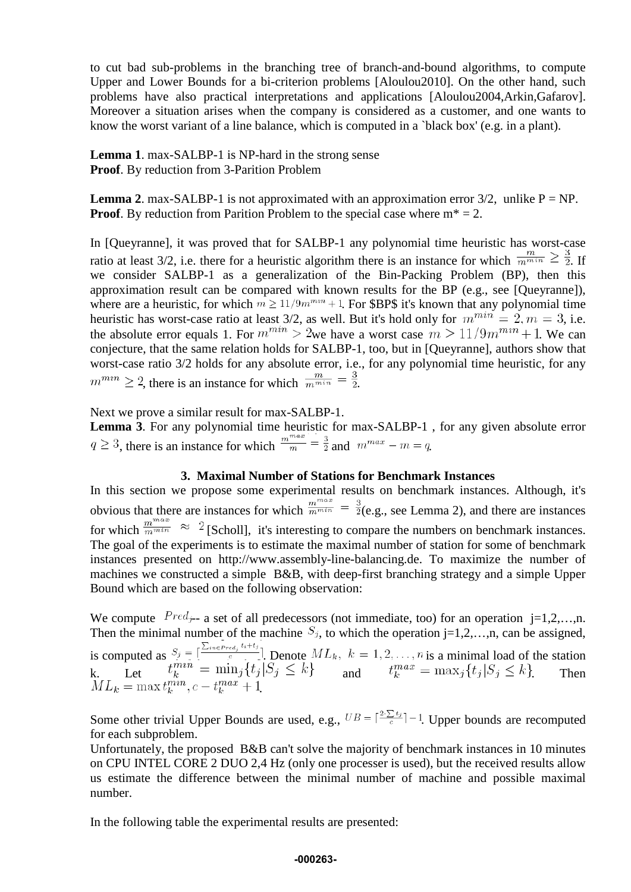to cut bad sub-problems in the branching tree of branch-and-bound algorithms, to compute Upper and Lower Bounds for a bi-criterion problems [Aloulou2010]. On the other hand, such problems have also practical interpretations and applications [Aloulou2004,Arkin,Gafarov]. Moreover a situation arises when the company is considered as a customer, and one wants to know the worst variant of a line balance, which is computed in a `black box' (e.g. in a plant).

**Lemma 1**. max-SALBP-1 is NP-hard in the strong sense
**Proof**. By reduction from 3-Parition Problem

**Lemma 2**. max-SALBP-1 is not approximated with an approximation error 3/2, unlike P = NP.
**Proof**. By reduction from Parition Problem to the special case where m* = 2.

In [Queyranne], it was proved that for SALBP-1 any polynomial time heuristic has worst-case ratio at least 3/2, i.e. there for a heuristic algorithm there is an instance for which $\frac{m}{m^{min}} \geq \frac{3}{2}$. If we consider SALBP-1 as a generalization of the Bin-Packing Problem (BP), then this approximation result can be compared with known results for the BP (e.g., see [Queyranne]), where are a heuristic, for which $m \geq 11/9m^{min}+1$. For \$BP\$ it's known that any polynomial time heuristic has worst-case ratio at least 3/2, as well. But it's hold only for $m^{min}=2, m=3$, i.e. the absolute error equals 1. For $m^{min}>2$we have a worst case $m > 11/9m^{min}+1$. We can conjecture, that the same relation holds for SALBP-1, too, but in [Queyranne], authors show that worst-case ratio 3/2 holds for any absolute error, i.e., for any polynomial time heuristic, for any $m^{min} \geq 2$, there is an instance for which $\frac{m}{m^{min}} = \frac{3}{2}$.

Next we prove a similar result for max-SALBP-1.
**Lemma 3**. For any polynomial time heuristic for max-SALBP-1 , for any given absolute error $q \geq 3$, there is an instance for which $\frac{m^{max}}{m} = \frac{3}{2}$ and $m^{max} - m = q$.

### 3. Maximal Number of Stations for Benchmark Instances

In this section we propose some experimental results on benchmark instances. Although, it's obvious that there are instances for which $\frac{m^{max}}{m^{min}} = \frac{3}{2}$(e.g., see Lemma 2), and there are instances for which $\frac{m^{max}}{m^{min}} \approx 2$ [Scholl], it's interesting to compare the numbers on benchmark instances. The goal of the experiments is to estimate the maximal number of station for some of benchmark instances presented on http://www.assembly-line-balancing.de. To maximize the number of machines we constructed a simple B&B, with deep-first branching strategy and a simple Upper Bound which are based on the following observation:

We compute $Pred_j$-- a set of all predecessors (not immediate, too) for an operation j=1,2,…,n. Then the minimal number of the machine $S_j$, to which the operation j=1,2,…,n, can be assigned, is computed as $S_j = \lceil \frac{\sum_{i \in Pred_j} t_i + t_j}{c} \rceil$. Denote $ML_k,\ k=1,2,\dots,n$ is a minimal load of the station k. Let $t_k^{min} = \min_j \{t_j | S_j \leq k\}$ and $t_k^{max} = \max_j \{t_j | S_j \leq k\}$. Then $ML_k = \max t_k^{min}, c - t_k^{max} + 1$.

Some other trivial Upper Bounds are used, e.g., $UB = \lceil \frac{2 \cdot \sum t_j}{c} \rceil - 1$. Upper bounds are recomputed for each subproblem.
Unfortunately, the proposed B&B can't solve the majority of benchmark instances in 10 minutes on CPU INTEL CORE 2 DUO 2,4 Hz (only one processer is used), but the received results allow us estimate the difference between the minimal number of machine and possible maximal number.

In the following table the experimental results are presented: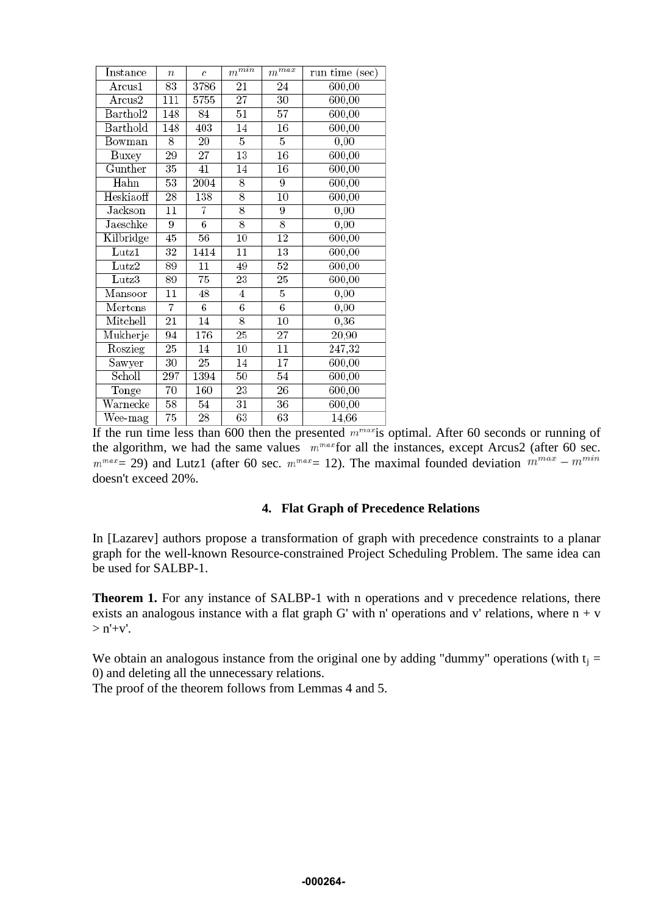| Instance | $n$ | $c$ | $m^{min}$ | $m^{max}$ | run time (sec) |
|---|---|---|---|---|---|
| Arcus1 | 83 | 3786 | 21 | 24 | 600,00 |
| Arcus2 | 111 | 5755 | 27 | 30 | 600,00 |
| Barthol2 | 148 | 84 | 51 | 57 | 600,00 |
| Barthold | 148 | 403 | 14 | 16 | 600,00 |
| Bowman | 8 | 20 | 5 | 5 | 0,00 |
| Buxey | 29 | 27 | 13 | 16 | 600,00 |
| Gunther | 35 | 41 | 14 | 16 | 600,00 |
| Hahn | 53 | 2004 | 8 | 9 | 600,00 |
| Heskiaoff | 28 | 138 | 8 | 10 | 600,00 |
| Jackson | 11 | 7 | 8 | 9 | 0,00 |
| Jaeschke | 9 | 6 | 8 | 8 | 0,00 |
| Kilbridge | 45 | 56 | 10 | 12 | 600,00 |
| Lutz1 | 32 | 1414 | 11 | 13 | 600,00 |
| Lutz2 | 89 | 11 | 49 | 52 | 600,00 |
| Lutz3 | 89 | 75 | 23 | 25 | 600,00 |
| Mansoor | 11 | 48 | 4 | 5 | 0,00 |
| Mertens | 7 | 6 | 6 | 6 | 0,00 |
| Mitchell | 21 | 14 | 8 | 10 | 0,36 |
| Mukherje | 94 | 176 | 25 | 27 | 20,90 |
| Roszieg | 25 | 14 | 10 | 11 | 247,32 |
| Sawyer | 30 | 25 | 14 | 17 | 600,00 |
| Scholl | 297 | 1394 | 50 | 54 | 600,00 |
| Tonge | 70 | 160 | 23 | 26 | 600,00 |
| Warnecke | 58 | 54 | 31 | 36 | 600,00 |
| Wee-mag | 75 | 28 | 63 | 63 | 14,66 |

If the run time less than 600 then the presented $m^{max}$is optimal. After 60 seconds or running of the algorithm, we had the same values $m^{max}$for all the instances, except Arcus2 (after 60 sec. $m^{max}$= 29) and Lutz1 (after 60 sec. $m^{max}$= 12). The maximal founded deviation $m^{max} - m^{min}$ doesn't exceed 20%.

## 4. Flat Graph of Precedence Relations

In [Lazarev] authors propose a transformation of graph with precedence constraints to a planar graph for the well-known Resource-constrained Project Scheduling Problem. The same idea can be used for SALBP-1.

**Theorem 1.** For any instance of SALBP-1 with n operations and v precedence relations, there exists an analogous instance with a flat graph G' with n' operations and v' relations, where n + v > n'+v'.

We obtain an analogous instance from the original one by adding "dummy" operations (with $t_j$ = 0) and deleting all the unnecessary relations.
The proof of the theorem follows from Lemmas 4 and 5.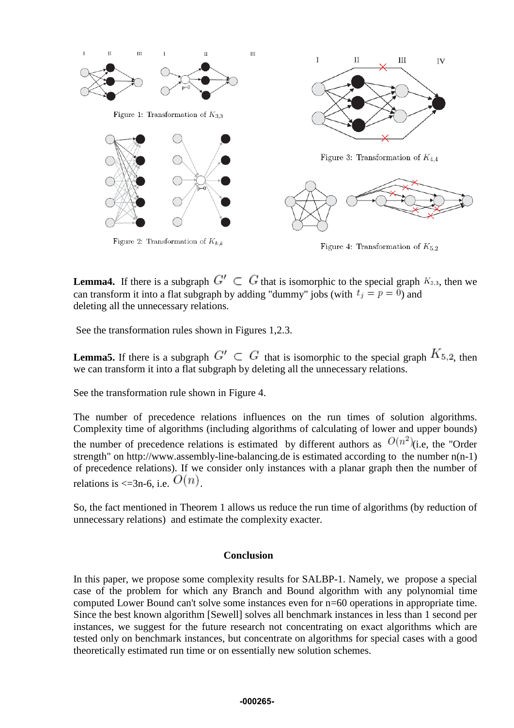Figure 1: Transformation of $K_{3,3}$

Figure 2: Transformation of $K_{k,k}$

Figure 3: Transformation of $K_{4,4}$

Figure 4: Transformation of $K_{5,2}$

**Lemma4.** If there is a subgraph $G' \subset G$ that is isomorphic to the special graph $K_{3,3}$, then we can transform it into a flat subgraph by adding "dummy" jobs (with $t_j = p = 0$) and deleting all the unnecessary relations.

See the transformation rules shown in Figures 1,2.3.

**Lemma5.** If there is a subgraph $G' \subset G$ that is isomorphic to the special graph $K_{5,2}$, then we can transform it into a flat subgraph by deleting all the unnecessary relations.

See the transformation rule shown in Figure 4.

The number of precedence relations influences on the run times of solution algorithms. Complexity time of algorithms (including algorithms of calculating of lower and upper bounds) the number of precedence relations is estimated by different authors as $O(n^2)$(i.e, the "Order strength" on http://www.assembly-line-balancing.de is estimated according to the number n(n-1) of precedence relations). If we consider only instances with a planar graph then the number of relations is <=3n-6, i.e. $O(n)$.

So, the fact mentioned in Theorem 1 allows us reduce the run time of algorithms (by reduction of unnecessary relations) and estimate the complexity exacter.

## Conclusion

In this paper, we propose some complexity results for SALBP-1. Namely, we propose a special case of the problem for which any Branch and Bound algorithm with any polynomial time computed Lower Bound can't solve some instances even for n=60 operations in appropriate time. Since the best known algorithm [Sewell] solves all benchmark instances in less than 1 second per instances, we suggest for the future research not concentrating on exact algorithms which are tested only on benchmark instances, but concentrate on algorithms for special cases with a good theoretically estimated run time or on essentially new solution schemes.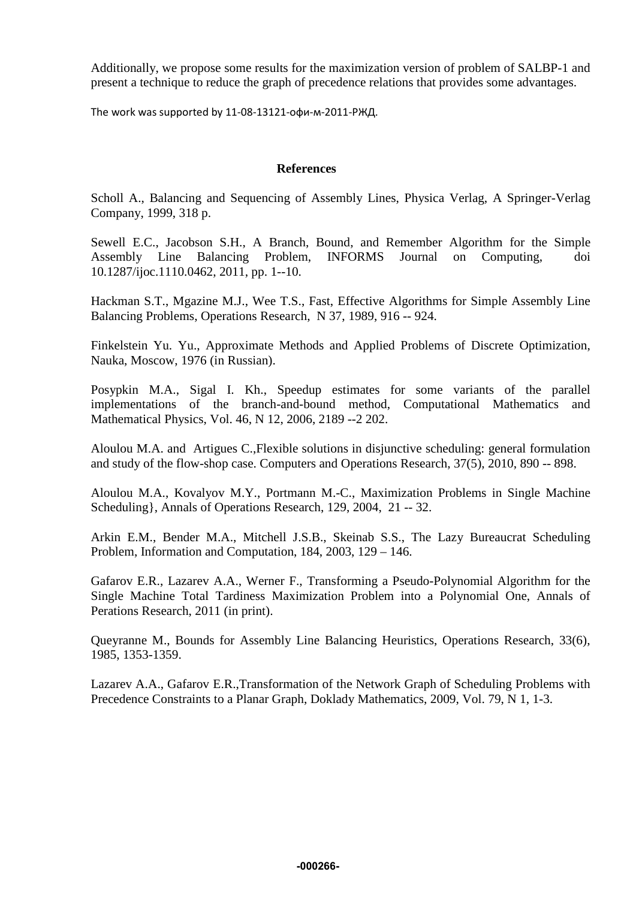Additionally, we propose some results for the maximization version of problem of SALBP-1 and present a technique to reduce the graph of precedence relations that provides some advantages.

The work was supported by 11-08-13121-офи-м-2011-РЖД.

## References

Scholl A., Balancing and Sequencing of Assembly Lines, Physica Verlag, A Springer-Verlag Company, 1999, 318 p.

Sewell E.C., Jacobson S.H., A Branch, Bound, and Remember Algorithm for the Simple Assembly Line Balancing Problem, INFORMS Journal on Computing, doi 10.1287/ijoc.1110.0462, 2011, pp. 1--10.

Hackman S.T., Mgazine M.J., Wee T.S., Fast, Effective Algorithms for Simple Assembly Line Balancing Problems, Operations Research, N 37, 1989, 916 -- 924.

Finkelstein Yu. Yu., Approximate Methods and Applied Problems of Discrete Optimization, Nauka, Moscow, 1976 (in Russian).

Posypkin M.A., Sigal I. Kh., Speedup estimates for some variants of the parallel implementations of the branch-and-bound method, Computational Mathematics and Mathematical Physics, Vol. 46, N 12, 2006, 2189 --2 202.

Aloulou M.A. and Artigues C.,Flexible solutions in disjunctive scheduling: general formulation and study of the flow-shop case. Computers and Operations Research, 37(5), 2010, 890 -- 898.

Aloulou M.A., Kovalyov M.Y., Portmann M.-C., Maximization Problems in Single Machine Scheduling}, Annals of Operations Research, 129, 2004, 21 -- 32.

Arkin E.M., Bender M.A., Mitchell J.S.B., Skeinab S.S., The Lazy Bureaucrat Scheduling Problem, Information and Computation, 184, 2003, 129 – 146.

Gafarov E.R., Lazarev A.A., Werner F., Transforming a Pseudo-Polynomial Algorithm for the Single Machine Total Tardiness Maximization Problem into a Polynomial One, Annals of Perations Research, 2011 (in print).

Queyranne M., Bounds for Assembly Line Balancing Heuristics, Operations Research, 33(6), 1985, 1353-1359.

Lazarev A.A., Gafarov E.R.,Transformation of the Network Graph of Scheduling Problems with Precedence Constraints to a Planar Graph, Doklady Mathematics, 2009, Vol. 79, N 1, 1-3.